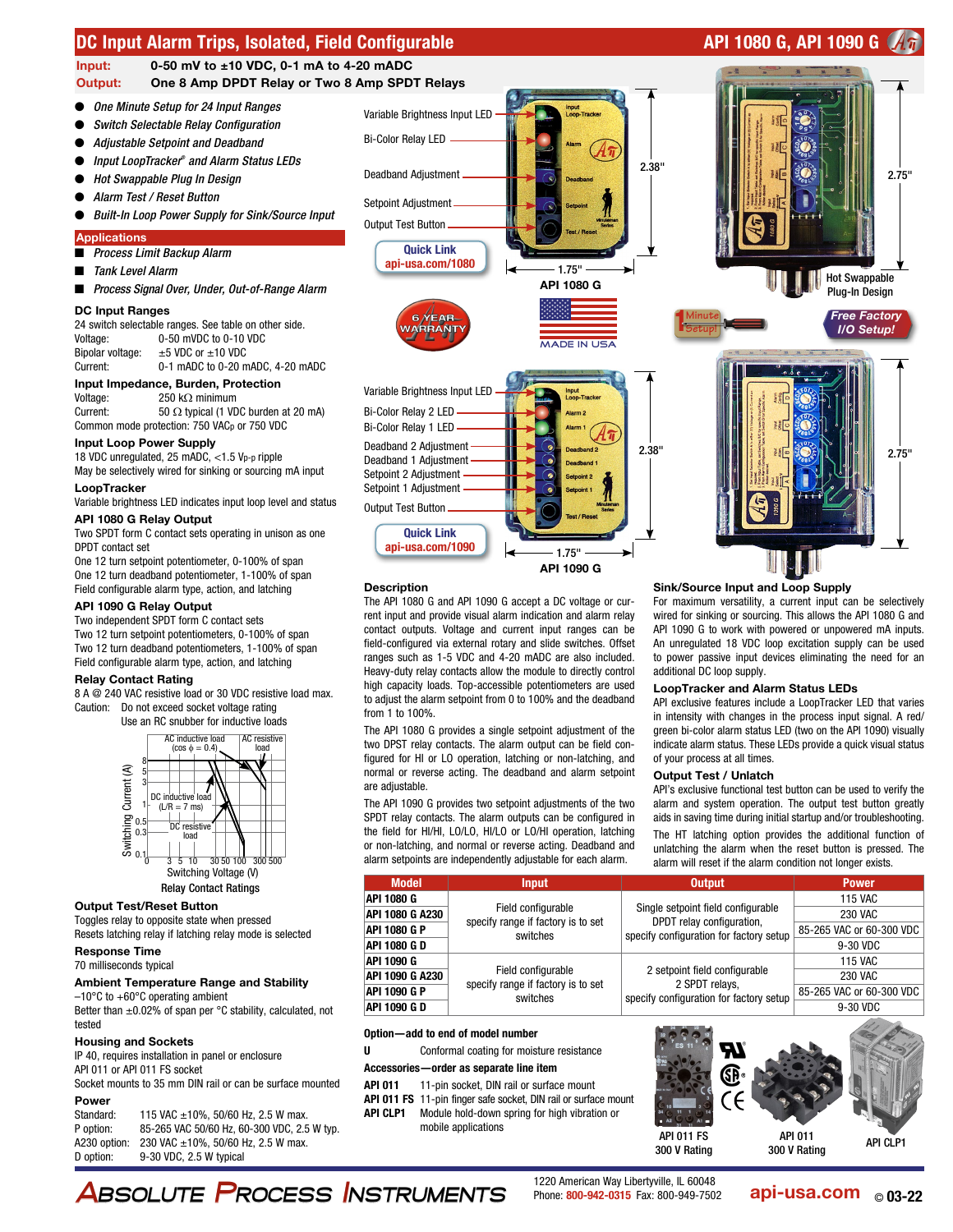# DC Input Alarm Trips, Isolated, Field Configurable

## API 1080 G, API 1090 G

**Input:** 0-50 mV to ±10 VDC, 0-1 mA to 4-20 mADC
**Output:** One 8 Amp DPDT Relay or Two 8 Amp SPDT Relays

- *One Minute Setup for 24 Input Ranges*
- *Switch Selectable Relay Configuration*
- *Adjustable Setpoint and Deadband*
- *Input LoopTracker® and Alarm Status LEDs*
- *Hot Swappable Plug In Design*
- *Alarm Test / Reset Button*
- *Built-In Loop Power Supply for Sink/Source Input*

### Applications

- *Process Limit Backup Alarm*
- *Tank Level Alarm*
- *Process Signal Over, Under, Out-of-Range Alarm*

### DC Input Ranges

24 switch selectable ranges. See table on other side.

Voltage: 0-50 mVDC to 0-10 VDC
Bipolar voltage: ±5 VDC or ±10 VDC
Current: 0-1 mADC to 0-20 mADC, 4-20 mADC

### Input Impedance, Burden, Protection

Voltage: 250 kΩ minimum
Current: 50 Ω typical (1 VDC burden at 20 mA)
Common mode protection: 750 VACp or 750 VDC

### Input Loop Power Supply

18 VDC unregulated, 25 mADC, <1.5 Vp-p ripple
May be selectively wired for sinking or sourcing mA input

### LoopTracker

Variable brightness LED indicates input loop level and status

### API 1080 G Relay Output

Two SPDT form C contact sets operating in unison as one DPDT contact set
One 12 turn setpoint potentiometer, 0-100% of span
One 12 turn deadband potentiometer, 1-100% of span
Field configurable alarm type, action, and latching

### API 1090 G Relay Output

Two independent SPDT form C contact sets
Two 12 turn setpoint potentiometers, 0-100% of span
Two 12 turn deadband potentiometers, 1-100% of span
Field configurable alarm type, action, and latching

### Relay Contact Rating

8 A @ 240 VAC resistive load or 30 VDC resistive load max.
Caution: Do not exceed socket voltage rating
Use an RC snubber for inductive loads

Relay Contact Ratings

### Output Test/Reset Button

Toggles relay to opposite state when pressed
Resets latching relay if latching relay mode is selected

### Response Time

70 milliseconds typical

### Ambient Temperature Range and Stability

–10°C to +60°C operating ambient
Better than ±0.02% of span per °C stability, calculated, not tested

### Housing and Sockets

IP 40, requires installation in panel or enclosure
API 011 or API 011 FS socket
Socket mounts to 35 mm DIN rail or can be surface mounted

### Power

Standard: 115 VAC ±10%, 50/60 Hz, 2.5 W max.
P option: 85-265 VAC 50/60 Hz, 60-300 VDC, 2.5 W typ.
A230 option: 230 VAC ±10%, 50/60 Hz, 2.5 W max.
D option: 9-30 VDC, 2.5 W typical

API 1080 G — Quick Link api-usa.com/1080

API 1090 G — Quick Link api-usa.com/1090

Hot Swappable Plug-In Design

6 YEAR WARRANTY — MADE IN USA — 1 Minute Setup! — Free Factory I/O Setup!

### Description

The API 1080 G and API 1090 G accept a DC voltage or current input and provide visual alarm indication and alarm relay contact outputs. Voltage and current input ranges can be field-configured via external rotary and slide switches. Offset ranges such as 1-5 VDC and 4-20 mADC are also included. Heavy-duty relay contacts allow the module to directly control high capacity loads. Top-accessible potentiometers are used to adjust the alarm setpoint from 0 to 100% and the deadband from 1 to 100%.

The API 1080 G provides a single setpoint adjustment of the two DPST relay contacts. The alarm output can be field configured for HI or LO operation, latching or non-latching, and normal or reverse acting. The deadband and alarm setpoint are adjustable.

The API 1090 G provides two setpoint adjustments of the two SPDT relay contacts. The alarm outputs can be configured in the field for HI/HI, LO/LO, HI/LO or LO/HI operation, latching or non-latching, and normal or reverse acting. Deadband and alarm setpoints are independently adjustable for each alarm.

### Sink/Source Input and Loop Supply

For maximum versatility, a current input can be selectively wired for sinking or sourcing. This allows the API 1080 G and API 1090 G to work with powered or unpowered mA inputs. An unregulated 18 VDC loop excitation supply can be used to power passive input devices eliminating the need for an additional DC loop supply.

### LoopTracker and Alarm Status LEDs

API exclusive features include a LoopTracker LED that varies in intensity with changes in the process input signal. A red/green bi-color alarm status LED (two on the API 1090) visually indicate alarm status. These LEDs provide a quick visual status of your process at all times.

### Output Test / Unlatch

API's exclusive functional test button can be used to verify the alarm and system operation. The output test button greatly aids in saving time during initial startup and/or troubleshooting.

The HT latching option provides the additional function of unlatching the alarm when the reset button is pressed. The alarm will reset if the alarm condition not longer exists.

| Model | Input | Output | Power |
|---|---|---|---|
| API 1080 G | Field configurable specify range if factory is to set switches | Single setpoint field configurable DPDT relay configuration, specify configuration for factory setup | 115 VAC |
| API 1080 G A230 | | | 230 VAC |
| API 1080 G P | | | 85-265 VAC or 60-300 VDC |
| API 1080 G D | | | 9-30 VDC |
| API 1090 G | Field configurable specify range if factory is to set switches | 2 setpoint field configurable 2 SPDT relays, specify configuration for factory setup | 115 VAC |
| API 1090 G A230 | | | 230 VAC |
| API 1090 G P | | | 85-265 VAC or 60-300 VDC |
| API 1090 G D | | | 9-30 VDC |

**Option—add to end of model number**

**U** Conformal coating for moisture resistance

**Accessories—order as separate line item**

**API 011** 11-pin socket, DIN rail or surface mount
**API 011 FS** 11-pin finger safe socket, DIN rail or surface mount
**API CLP1** Module hold-down spring for high vibration or mobile applications

API 011 FS 300 V Rating — API 011 300 V Rating — API CLP1

ABSOLUTE PROCESS INSTRUMENTS — 1220 American Way Libertyville, IL 60048 — Phone: 800-942-0315 Fax: 800-949-7502 — api-usa.com — © 03-22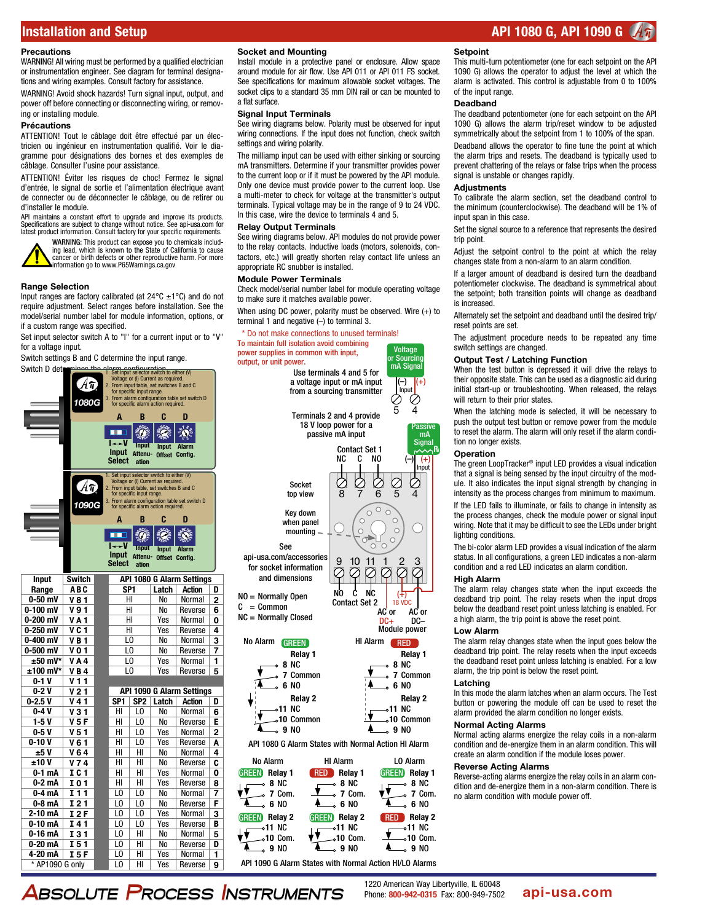## Installation and Setup

### Precautions

WARNING! All wiring must be performed by a qualified electrician or instrumentation engineer. See diagram for terminal designations and wiring examples. Consult factory for assistance.

WARNING! Avoid shock hazards! Turn signal input, output, and power off before connecting or disconnecting wiring, or removing or installing module.

### Précautions

ATTENTION! Tout le câblage doit être effectué par un électricien ou ingénieur en instrumentation qualifié. Voir le diagramme pour désignations des bornes et des exemples de câblage. Consulter l'usine pour assistance.

ATTENTION! Éviter les risques de choc! Fermez le signal d'entrée, le signal de sortie et l'alimentation électrique avant de connecter ou de déconnecter le câblage, ou de retirer ou d'installer le module.

API maintains a constant effort to upgrade and improve its products. Specifications are subject to change without notice. See api-usa.com for latest product information. Consult factory for your specific requirements.

WARNING: This product can expose you to chemicals including lead, which is known to the State of California to cause cancer or birth defects or other reproductive harm. For more information go to www.P65Warnings.ca.gov

### Range Selection

Input ranges are factory calibrated (at 24°C ±1°C) and do not require adjustment. Select ranges before installation. See the model/serial number label for module information, options, or if a custom range was specified.

Set input selector switch A to "I" for a current input or to "V" for a voltage input.

Switch settings B and C determine the input range.

Switch D determines the alarm configuration.

1080G
1. Set input selector switch to either (V) Voltage or (I) Current as required.
2. From input table, set switches B and C for specific input range.
3. From alarm configuration table set switch D for specific alarm action required.
A B C D
I ↔ V Input Select | Input Attenuation | Input Offset | Alarm Config.

1090G
1. Set input selector switch to either (V) Voltage or (I) Current as required.
2. From input table, set switches B and C for specific input range.
3. From alarm configuration table set switch D for specific alarm action required.
A B C D
I ↔ V Input Select | Input Attenuation | Input Offset | Alarm Config.

| Input Range | Switch A B C |
|---|---|
| 0-50 mV | V 8 1 |
| 0-100 mV | V 9 1 |
| 0-200 mV | V A 1 |
| 0-250 mV | V C 1 |
| 0-400 mV | V B 1 |
| 0-500 mV | V 0 1 |
| ±50 mV* | V A 4 |
| ±100 mV* | V B 4 |
| 0-1 V | V 1 1 |
| 0-2 V | V 2 1 |
| 0-2.5 V | V 4 1 |
| 0-4 V | V 3 1 |
| 1-5 V | V 5 F |
| 0-5 V | V 5 1 |
| 0-10 V | V 6 1 |
| ±5 V | V 6 4 |
| ±10 V | V 7 4 |
| 0-1 mA | I C 1 |
| 0-2 mA | I 0 1 |
| 0-4 mA | I 1 1 |
| 0-8 mA | I 2 1 |
| 2-10 mA | I 2 F |
| 0-10 mA | I 4 1 |
| 0-16 mA | I 3 1 |
| 0-20 mA | I 5 1 |
| 4-20 mA | I 5 F |

\* AP1090 G only

**API 1080 G Alarm Settings**

| SP1 | Latch | Action | D |
|---|---|---|---|
| HI | No | Normal | 2 |
| HI | No | Reverse | 6 |
| HI | Yes | Normal | 0 |
| HI | Yes | Reverse | 4 |
| LO | No | Normal | 3 |
| LO | No | Reverse | 7 |
| LO | Yes | Normal | 1 |
| LO | Yes | Reverse | 5 |

**API 1090 G Alarm Settings**

| SP1 | SP2 | Latch | Action | D |
|---|---|---|---|---|
| HI | LO | No | Normal | 6 |
| HI | LO | No | Reverse | E |
| HI | LO | Yes | Normal | 2 |
| HI | LO | Yes | Reverse | A |
| HI | HI | No | Normal | 4 |
| HI | HI | No | Reverse | C |
| HI | HI | Yes | Normal | 0 |
| HI | HI | Yes | Reverse | 8 |
| LO | LO | No | Normal | 7 |
| LO | LO | No | Reverse | F |
| LO | LO | Yes | Normal | 3 |
| LO | LO | Yes | Reverse | B |
| LO | HI | No | Normal | 5 |
| LO | HI | No | Reverse | D |
| LO | HI | Yes | Normal | 1 |
| LO | HI | Yes | Reverse | 9 |

### Socket and Mounting

Install module in a protective panel or enclosure. Allow space around module for air flow. Use API 011 or API 011 FS socket. See specifications for maximum allowable socket voltages. The socket clips to a standard 35 mm DIN rail or can be mounted to a flat surface.

### Signal Input Terminals

See wiring diagrams below. Polarity must be observed for input wiring connections. If the input does not function, check switch settings and wiring polarity.

The milliamp input can be used with either sinking or sourcing mA transmitters. Determine if your transmitter provides power to the current loop or if it must be powered by the API module. Only one device must provide power to the current loop. Use a multi-meter to check for voltage at the transmitter's output terminals. Typical voltage may be in the range of 9 to 24 VDC. In this case, wire the device to terminals 4 and 5.

### Relay Output Terminals

See wiring diagrams below. API modules do not provide power to the relay contacts. Inductive loads (motors, solenoids, contactors, etc.) will greatly shorten relay contact life unless an appropriate RC snubber is installed.

### Module Power Terminals

Check model/serial number label for module operating voltage to make sure it matches available power.

When using DC power, polarity must be observed. Wire (+) to terminal 1 and negative (–) to terminal 3.

\* Do not make connections to unused terminals!
To maintain full isolation avoid combining power supplies in common with input, output, or unit power.

Voltage or Sourcing mA Signal
Use terminals 4 and 5 for a voltage input or mA input from a sourcing transmitter
(–) Input (+)
5 4

Terminals 2 and 4 provide 18 V loop power for a passive mA input
Passive mA Signal
(–) (+) Input

Contact Set 1
NC C NO
Socket top view
8 7 6 5 4
Key down when panel mounting
See api-usa.com/accessories for socket information and dimensions
9 10 11 1 2 3
NO C NC
Contact Set 2
(+) 18 VDC
AC or DC+ | AC or DC–
Module power

NO = Normally Open
C = Common
NC = Normally Closed

No Alarm GREEN — Relay 1: 8 NC, 7 Common, 6 NO; Relay 2: 11 NC, 10 Common, 9 NO
HI Alarm RED — Relay 1: 8 NC, 7 Common, 6 NO; Relay 2: 11 NC, 10 Common, 9 NO

API 1080 G Alarm States with Normal Action HI Alarm

No Alarm — GREEN Relay 1: 8 NC, 7 Com., 6 NO; GREEN Relay 2: 11 NC, 10 Com., 9 NO
HI Alarm — RED Relay 1: 8 NC, 7 Com., 6 NO; GREEN Relay 2: 11 NC, 10 Com., 9 NO
LO Alarm — GREEN Relay 1: 8 NC, 7 Com., 6 NO; RED Relay 2: 11 NC, 10 Com., 9 NO

API 1090 G Alarm States with Normal Action HI/LO Alarms

### Setpoint

This multi-turn potentiometer (one for each setpoint on the API 1090 G) allows the operator to adjust the level at which the alarm is activated. This control is adjustable from 0 to 100% of the input range.

### Deadband

The deadband potentiometer (one for each setpoint on the API 1090 G) allows the alarm trip/reset window to be adjusted symmetrically about the setpoint from 1 to 100% of the span.

Deadband allows the operator to fine tune the point at which the alarm trips and resets. The deadband is typically used to prevent chattering of the relays or false trips when the process signal is unstable or changes rapidly.

### Adjustments

To calibrate the alarm section, set the deadband control to the minimum (counterclockwise). The deadband will be 1% of input span in this case.

Set the signal source to a reference that represents the desired trip point.

Adjust the setpoint control to the point at which the relay changes state from a non-alarm to an alarm condition.

If a larger amount of deadband is desired turn the deadband potentiometer clockwise. The deadband is symmetrical about the setpoint; both transition points will change as deadband is increased.

Alternately set the setpoint and deadband until the desired trip/reset points are set.

The adjustment procedure needs to be repeated any time switch settings are changed.

### Output Test / Latching Function

When the test button is depressed it will drive the relays to their opposite state. This can be used as a diagnostic aid during initial start-up or troubleshooting. When released, the relays will return to their prior states.

When the latching mode is selected, it will be necessary to push the output test button or remove power from the module to reset the alarm. The alarm will only reset if the alarm condition no longer exists.

### Operation

The green LoopTracker® input LED provides a visual indication that a signal is being sensed by the input circuitry of the module. It also indicates the input signal strength by changing in intensity as the process changes from minimum to maximum.

If the LED fails to illuminate, or fails to change in intensity as the process changes, check the module power or signal input wiring. Note that it may be difficult to see the LEDs under bright lighting conditions.

The bi-color alarm LED provides a visual indication of the alarm status. In all configurations, a green LED indicates a non-alarm condition and a red LED indicates an alarm condition.

### High Alarm

The alarm relay changes state when the input exceeds the deadband trip point. The relay resets when the input drops below the deadband reset point unless latching is enabled. For a high alarm, the trip point is above the reset point.

### Low Alarm

The alarm relay changes state when the input goes below the deadband trip point. The relay resets when the input exceeds the deadband reset point unless latching is enabled. For a low alarm, the trip point is below the reset point.

### Latching

In this mode the alarm latches when an alarm occurs. The Test button or powering the module off can be used to reset the alarm provided the alarm condition no longer exists.

### Normal Acting Alarms

Normal acting alarms energize the relay coils in a non-alarm condition and de-energize them in an alarm condition. This will create an alarm condition if the module loses power.

### Reverse Acting Alarms

Reverse-acting alarms energize the relay coils in an alarm condition and de-energize them in a non-alarm condition. There is no alarm condition with module power off.

ABSOLUTE PROCESS INSTRUMENTS
1220 American Way Libertyville, IL 60048
Phone: 800-942-0315 Fax: 800-949-7502
api-usa.com